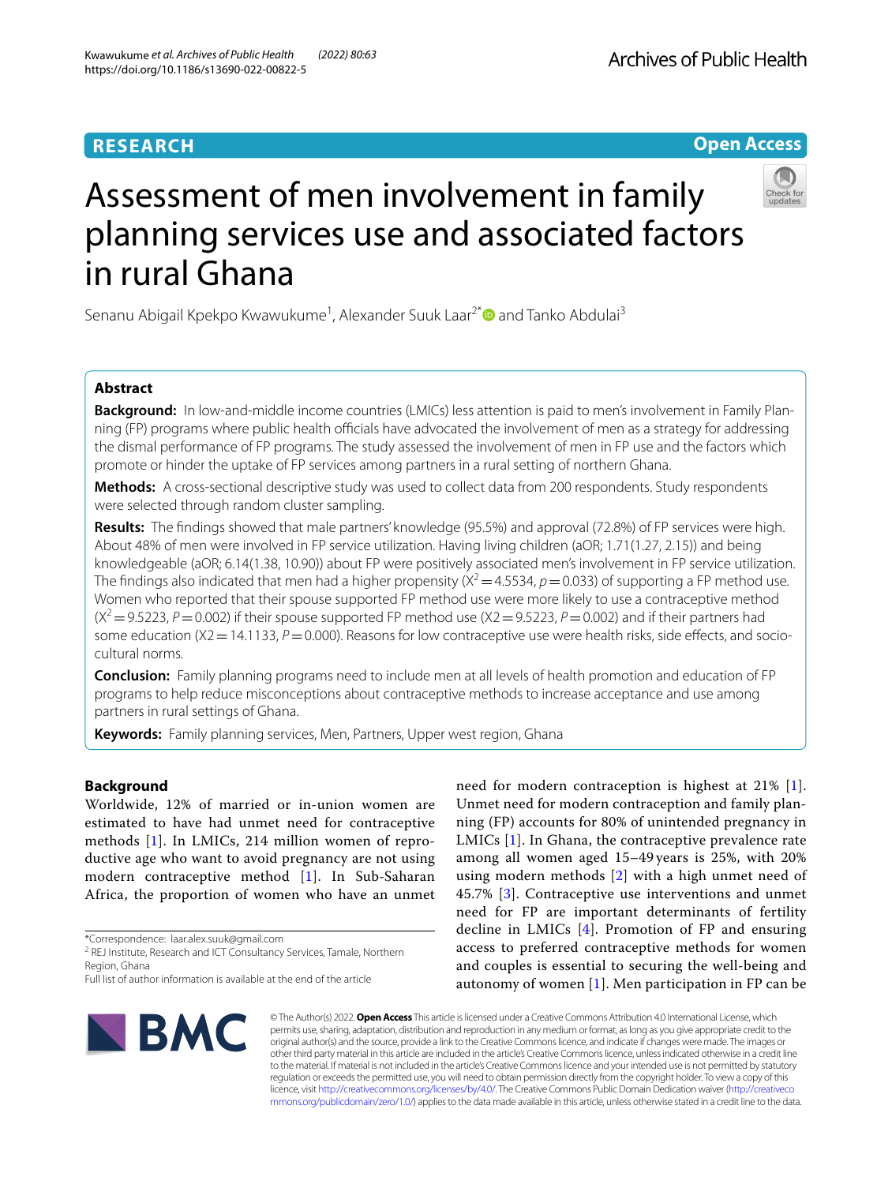RESEARCH

Open Access

# Assessment of men involvement in family planning services use and associated factors in rural Ghana

Senanu Abigail Kpekpo Kwawukume[1], Alexander Suuk Laar[2*] and Tanko Abdulai[3]

## Abstract

**Background:** In low-and-middle income countries (LMICs) less attention is paid to men's involvement in Family Planning (FP) programs where public health officials have advocated the involvement of men as a strategy for addressing the dismal performance of FP programs. The study assessed the involvement of men in FP use and the factors which promote or hinder the uptake of FP services among partners in a rural setting of northern Ghana.

**Methods:** A cross-sectional descriptive study was used to collect data from 200 respondents. Study respondents were selected through random cluster sampling.

**Results:** The findings showed that male partners' knowledge (95.5%) and approval (72.8%) of FP services were high. About 48% of men were involved in FP service utilization. Having living children (aOR; 1.71(1.27, 2.15)) and being knowledgeable (aOR; 6.14(1.38, 10.90)) about FP were positively associated men's involvement in FP service utilization. The findings also indicated that men had a higher propensity ($X^2 = 4.5534$, $p = 0.033$) of supporting a FP method use. Women who reported that their spouse supported FP method use were more likely to use a contraceptive method ($X^2 = 9.5223$, $P = 0.002$) if their spouse supported FP method use (X2 = 9.5223, $P = 0.002$) and if their partners had some education (X2 = 14.1133, $P = 0.000$). Reasons for low contraceptive use were health risks, side effects, and socio-cultural norms.

**Conclusion:** Family planning programs need to include men at all levels of health promotion and education of FP programs to help reduce misconceptions about contraceptive methods to increase acceptance and use among partners in rural settings of Ghana.

**Keywords:** Family planning services, Men, Partners, Upper west region, Ghana

## Background

Worldwide, 12% of married or in-union women are estimated to have had unmet need for contraceptive methods [1]. In LMICs, 214 million women of reproductive age who want to avoid pregnancy are not using modern contraceptive method [1]. In Sub-Saharan Africa, the proportion of women who have an unmet need for modern contraception is highest at 21% [1]. Unmet need for modern contraception and family planning (FP) accounts for 80% of unintended pregnancy in LMICs [1]. In Ghana, the contraceptive prevalence rate among all women aged 15–49 years is 25%, with 20% using modern methods [2] with a high unmet need of 45.7% [3]. Contraceptive use interventions and unmet need for FP are important determinants of fertility decline in LMICs [4]. Promotion of FP and ensuring access to preferred contraceptive methods for women and couples is essential to securing the well-being and autonomy of women [1]. Men participation in FP can be

*Correspondence: laar.alex.suuk@gmail.com

[2] REJ Institute, Research and ICT Consultancy Services, Tamale, Northern Region, Ghana

Full list of author information is available at the end of the article

© The Author(s) 2022. **Open Access** This article is licensed under a Creative Commons Attribution 4.0 International License, which permits use, sharing, adaptation, distribution and reproduction in any medium or format, as long as you give appropriate credit to the original author(s) and the source, provide a link to the Creative Commons licence, and indicate if changes were made. The images or other third party material in this article are included in the article's Creative Commons licence, unless indicated otherwise in a credit line to the material. If material is not included in the article's Creative Commons licence and your intended use is not permitted by statutory regulation or exceeds the permitted use, you will need to obtain permission directly from the copyright holder. To view a copy of this licence, visit http://creativecommons.org/licenses/by/4.0/. The Creative Commons Public Domain Dedication waiver (http://creativecommons.org/publicdomain/zero/1.0/) applies to the data made available in this article, unless otherwise stated in a credit line to the data.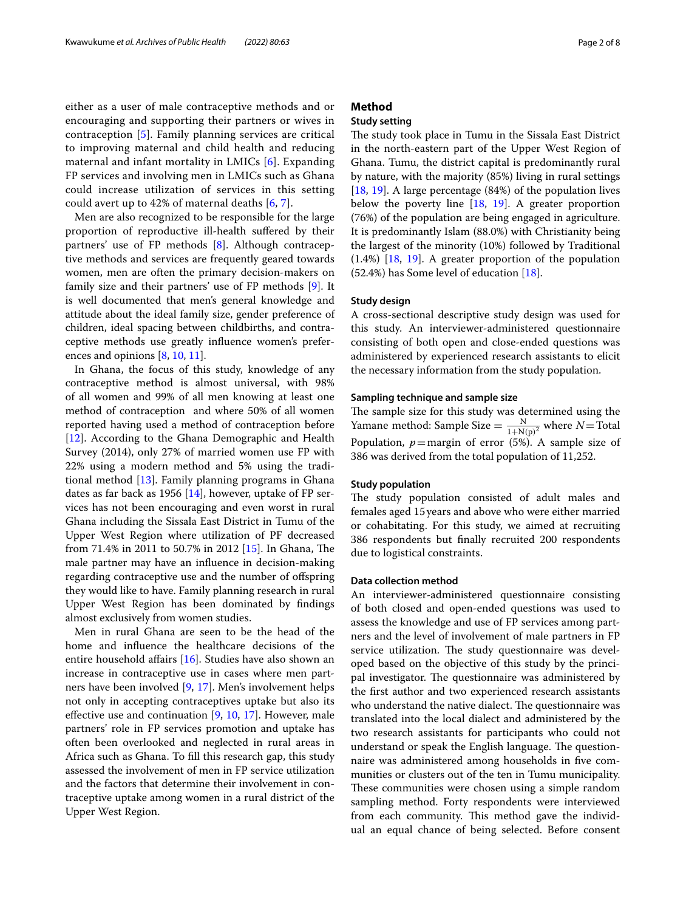either as a user of male contraceptive methods and or encouraging and supporting their partners or wives in contraception [5]. Family planning services are critical to improving maternal and child health and reducing maternal and infant mortality in LMICs [6]. Expanding FP services and involving men in LMICs such as Ghana could increase utilization of services in this setting could avert up to 42% of maternal deaths [6, 7].

Men are also recognized to be responsible for the large proportion of reproductive ill-health suffered by their partners' use of FP methods [8]. Although contraceptive methods and services are frequently geared towards women, men are often the primary decision-makers on family size and their partners' use of FP methods [9]. It is well documented that men's general knowledge and attitude about the ideal family size, gender preference of children, ideal spacing between childbirths, and contraceptive methods use greatly influence women's preferences and opinions [8, 10, 11].

In Ghana, the focus of this study, knowledge of any contraceptive method is almost universal, with 98% of all women and 99% of all men knowing at least one method of contraception and where 50% of all women reported having used a method of contraception before [12]. According to the Ghana Demographic and Health Survey (2014), only 27% of married women use FP with 22% using a modern method and 5% using the traditional method [13]. Family planning programs in Ghana dates as far back as 1956 [14], however, uptake of FP services has not been encouraging and even worst in rural Ghana including the Sissala East District in Tumu of the Upper West Region where utilization of PF decreased from 71.4% in 2011 to 50.7% in 2012 [15]. In Ghana, The male partner may have an influence in decision-making regarding contraceptive use and the number of offspring they would like to have. Family planning research in rural Upper West Region has been dominated by findings almost exclusively from women studies.

Men in rural Ghana are seen to be the head of the home and influence the healthcare decisions of the entire household affairs [16]. Studies have also shown an increase in contraceptive use in cases where men partners have been involved [9, 17]. Men's involvement helps not only in accepting contraceptives uptake but also its effective use and continuation [9, 10, 17]. However, male partners' role in FP services promotion and uptake has often been overlooked and neglected in rural areas in Africa such as Ghana. To fill this research gap, this study assessed the involvement of men in FP service utilization and the factors that determine their involvement in contraceptive uptake among women in a rural district of the Upper West Region.

## Method

### Study setting

The study took place in Tumu in the Sissala East District in the north-eastern part of the Upper West Region of Ghana. Tumu, the district capital is predominantly rural by nature, with the majority (85%) living in rural settings [18, 19]. A large percentage (84%) of the population lives below the poverty line [18, 19]. A greater proportion (76%) of the population are being engaged in agriculture. It is predominantly Islam (88.0%) with Christianity being the largest of the minority (10%) followed by Traditional (1.4%) [18, 19]. A greater proportion of the population (52.4%) has Some level of education [18].

### Study design

A cross-sectional descriptive study design was used for this study. An interviewer-administered questionnaire consisting of both open and close-ended questions was administered by experienced research assistants to elicit the necessary information from the study population.

### Sampling technique and sample size

The sample size for this study was determined using the Yamane method: Sample Size $= \frac{N}{1+N(p)^2}$ where $N=$Total Population, $p=$margin of error (5%). A sample size of 386 was derived from the total population of 11,252.

### Study population

The study population consisted of adult males and females aged 15 years and above who were either married or cohabitating. For this study, we aimed at recruiting 386 respondents but finally recruited 200 respondents due to logistical constraints.

### Data collection method

An interviewer-administered questionnaire consisting of both closed and open-ended questions was used to assess the knowledge and use of FP services among partners and the level of involvement of male partners in FP service utilization. The study questionnaire was developed based on the objective of this study by the principal investigator. The questionnaire was administered by the first author and two experienced research assistants who understand the native dialect. The questionnaire was translated into the local dialect and administered by the two research assistants for participants who could not understand or speak the English language. The questionnaire was administered among households in five communities or clusters out of the ten in Tumu municipality. These communities were chosen using a simple random sampling method. Forty respondents were interviewed from each community. This method gave the individual an equal chance of being selected. Before consent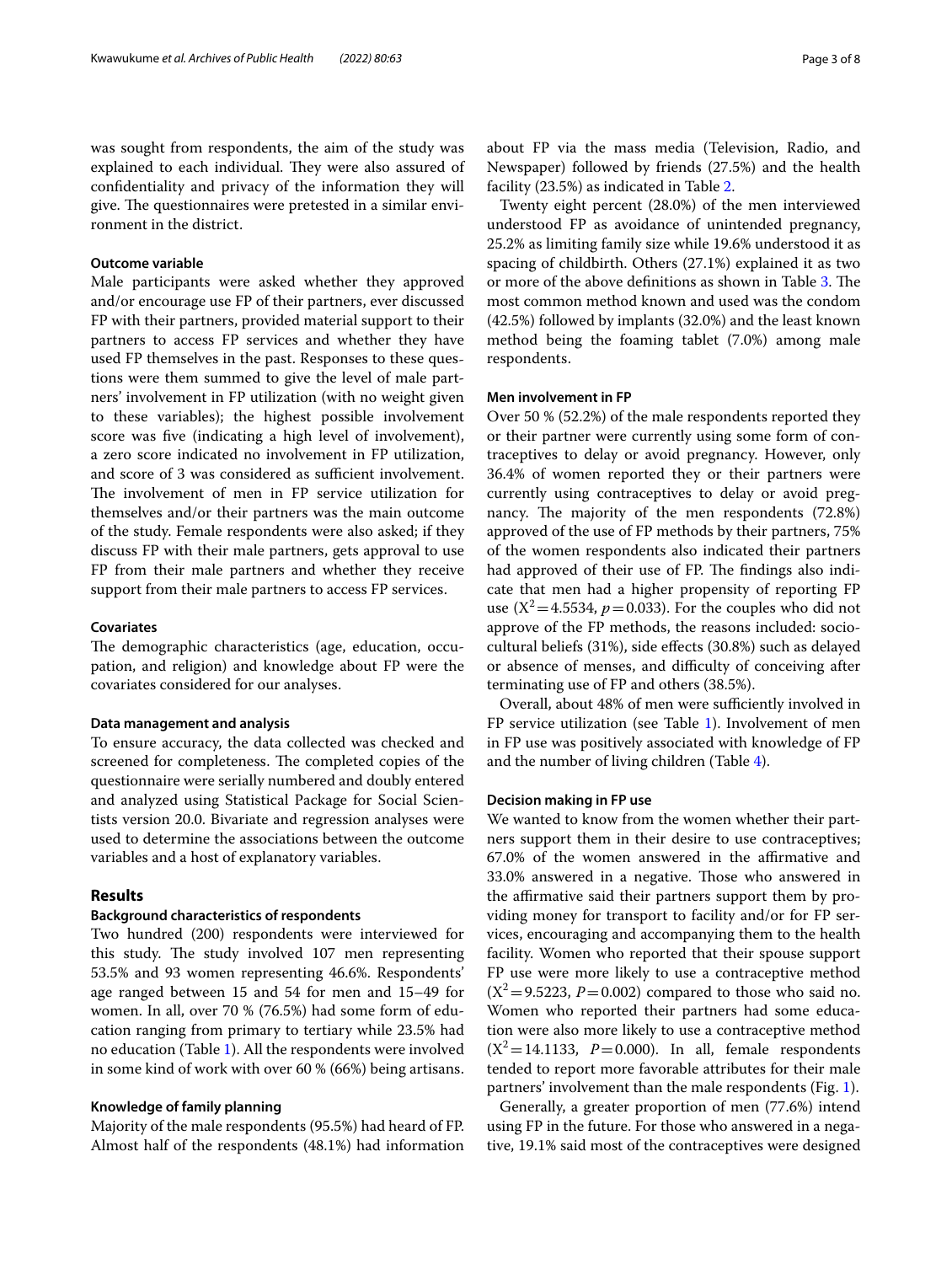was sought from respondents, the aim of the study was explained to each individual. They were also assured of confidentiality and privacy of the information they will give. The questionnaires were pretested in a similar environment in the district.

### Outcome variable

Male participants were asked whether they approved and/or encourage use FP of their partners, ever discussed FP with their partners, provided material support to their partners to access FP services and whether they have used FP themselves in the past. Responses to these questions were them summed to give the level of male partners' involvement in FP utilization (with no weight given to these variables); the highest possible involvement score was five (indicating a high level of involvement), a zero score indicated no involvement in FP utilization, and score of 3 was considered as sufficient involvement. The involvement of men in FP service utilization for themselves and/or their partners was the main outcome of the study. Female respondents were also asked; if they discuss FP with their male partners, gets approval to use FP from their male partners and whether they receive support from their male partners to access FP services.

### Covariates

The demographic characteristics (age, education, occupation, and religion) and knowledge about FP were the covariates considered for our analyses.

### Data management and analysis

To ensure accuracy, the data collected was checked and screened for completeness. The completed copies of the questionnaire were serially numbered and doubly entered and analyzed using Statistical Package for Social Scientists version 20.0. Bivariate and regression analyses were used to determine the associations between the outcome variables and a host of explanatory variables.

## Results

### Background characteristics of respondents

Two hundred (200) respondents were interviewed for this study. The study involved 107 men representing 53.5% and 93 women representing 46.6%. Respondents' age ranged between 15 and 54 for men and 15–49 for women. In all, over 70 % (76.5%) had some form of education ranging from primary to tertiary while 23.5% had no education (Table 1). All the respondents were involved in some kind of work with over 60 % (66%) being artisans.

### Knowledge of family planning

Majority of the male respondents (95.5%) had heard of FP. Almost half of the respondents (48.1%) had information about FP via the mass media (Television, Radio, and Newspaper) followed by friends (27.5%) and the health facility (23.5%) as indicated in Table 2.

Twenty eight percent (28.0%) of the men interviewed understood FP as avoidance of unintended pregnancy, 25.2% as limiting family size while 19.6% understood it as spacing of childbirth. Others (27.1%) explained it as two or more of the above definitions as shown in Table 3. The most common method known and used was the condom (42.5%) followed by implants (32.0%) and the least known method being the foaming tablet (7.0%) among male respondents.

### Men involvement in FP

Over 50 % (52.2%) of the male respondents reported they or their partner were currently using some form of contraceptives to delay or avoid pregnancy. However, only 36.4% of women reported they or their partners were currently using contraceptives to delay or avoid pregnancy. The majority of the men respondents (72.8%) approved of the use of FP methods by their partners, 75% of the women respondents also indicated their partners had approved of their use of FP. The findings also indicate that men had a higher propensity of reporting FP use ($X^2 = 4.5534$, $p = 0.033$). For the couples who did not approve of the FP methods, the reasons included: socio-cultural beliefs (31%), side effects (30.8%) such as delayed or absence of menses, and difficulty of conceiving after terminating use of FP and others (38.5%).

Overall, about 48% of men were sufficiently involved in FP service utilization (see Table 1). Involvement of men in FP use was positively associated with knowledge of FP and the number of living children (Table 4).

### Decision making in FP use

We wanted to know from the women whether their partners support them in their desire to use contraceptives; 67.0% of the women answered in the affirmative and 33.0% answered in a negative. Those who answered in the affirmative said their partners support them by providing money for transport to facility and/or for FP services, encouraging and accompanying them to the health facility. Women who reported that their spouse support FP use were more likely to use a contraceptive method ($X^2 = 9.5223$, $P = 0.002$) compared to those who said no. Women who reported their partners had some education were also more likely to use a contraceptive method ($X^2 = 14.1133$, $P = 0.000$). In all, female respondents tended to report more favorable attributes for their male partners' involvement than the male respondents (Fig. 1).

Generally, a greater proportion of men (77.6%) intend using FP in the future. For those who answered in a negative, 19.1% said most of the contraceptives were designed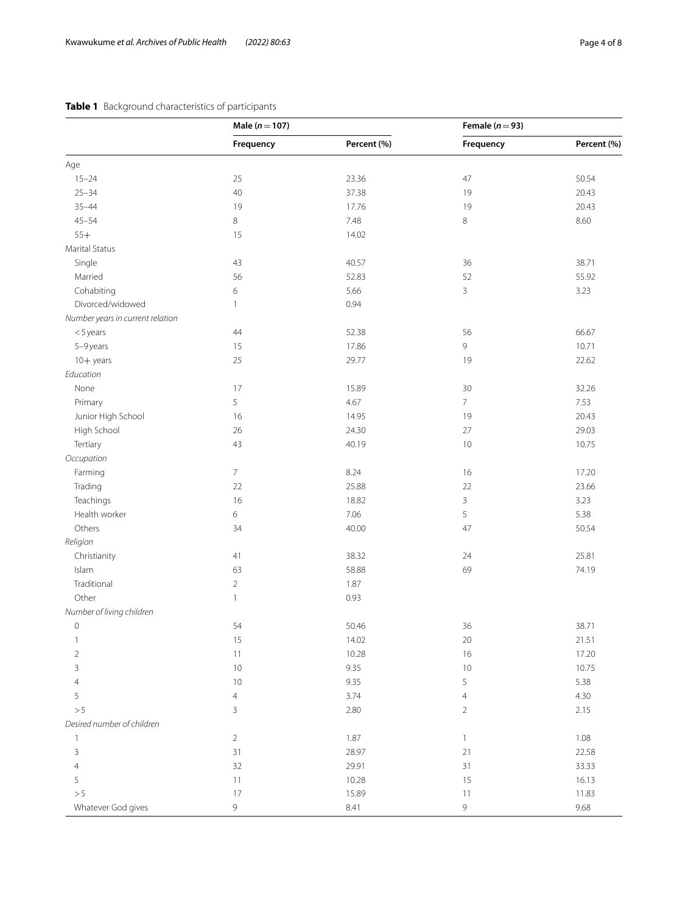**Table 1** Background characteristics of participants

| | Male ($n = 107$) | | Female ($n = 93$) | |
|---|---|---|---|---|
| | Frequency | Percent (%) | Frequency | Percent (%) |
| Age | | | | |
| 15–24 | 25 | 23.36 | 47 | 50.54 |
| 25–34 | 40 | 37.38 | 19 | 20.43 |
| 35–44 | 19 | 17.76 | 19 | 20.43 |
| 45–54 | 8 | 7.48 | 8 | 8.60 |
| 55+ | 15 | 14.02 | | |
| Marital Status | | | | |
| Single | 43 | 40.57 | 36 | 38.71 |
| Married | 56 | 52.83 | 52 | 55.92 |
| Cohabiting | 6 | 5.66 | 3 | 3.23 |
| Divorced/widowed | 1 | 0.94 | | |
| *Number years in current relation* | | | | |
| < 5 years | 44 | 52.38 | 56 | 66.67 |
| 5–9 years | 15 | 17.86 | 9 | 10.71 |
| 10+ years | 25 | 29.77 | 19 | 22.62 |
| *Education* | | | | |
| None | 17 | 15.89 | 30 | 32.26 |
| Primary | 5 | 4.67 | 7 | 7.53 |
| Junior High School | 16 | 14.95 | 19 | 20.43 |
| High School | 26 | 24.30 | 27 | 29.03 |
| Tertiary | 43 | 40.19 | 10 | 10.75 |
| *Occupation* | | | | |
| Farming | 7 | 8.24 | 16 | 17.20 |
| Trading | 22 | 25.88 | 22 | 23.66 |
| Teachings | 16 | 18.82 | 3 | 3.23 |
| Health worker | 6 | 7.06 | 5 | 5.38 |
| Others | 34 | 40.00 | 47 | 50.54 |
| *Religion* | | | | |
| Christianity | 41 | 38.32 | 24 | 25.81 |
| Islam | 63 | 58.88 | 69 | 74.19 |
| Traditional | 2 | 1.87 | | |
| Other | 1 | 0.93 | | |
| *Number of living children* | | | | |
| 0 | 54 | 50.46 | 36 | 38.71 |
| 1 | 15 | 14.02 | 20 | 21.51 |
| 2 | 11 | 10.28 | 16 | 17.20 |
| 3 | 10 | 9.35 | 10 | 10.75 |
| 4 | 10 | 9.35 | 5 | 5.38 |
| 5 | 4 | 3.74 | 4 | 4.30 |
| > 5 | 3 | 2.80 | 2 | 2.15 |
| *Desired number of children* | | | | |
| 1 | 2 | 1.87 | 1 | 1.08 |
| 3 | 31 | 28.97 | 21 | 22.58 |
| 4 | 32 | 29.91 | 31 | 33.33 |
| 5 | 11 | 10.28 | 15 | 16.13 |
| > 5 | 17 | 15.89 | 11 | 11.83 |
| Whatever God gives | 9 | 8.41 | 9 | 9.68 |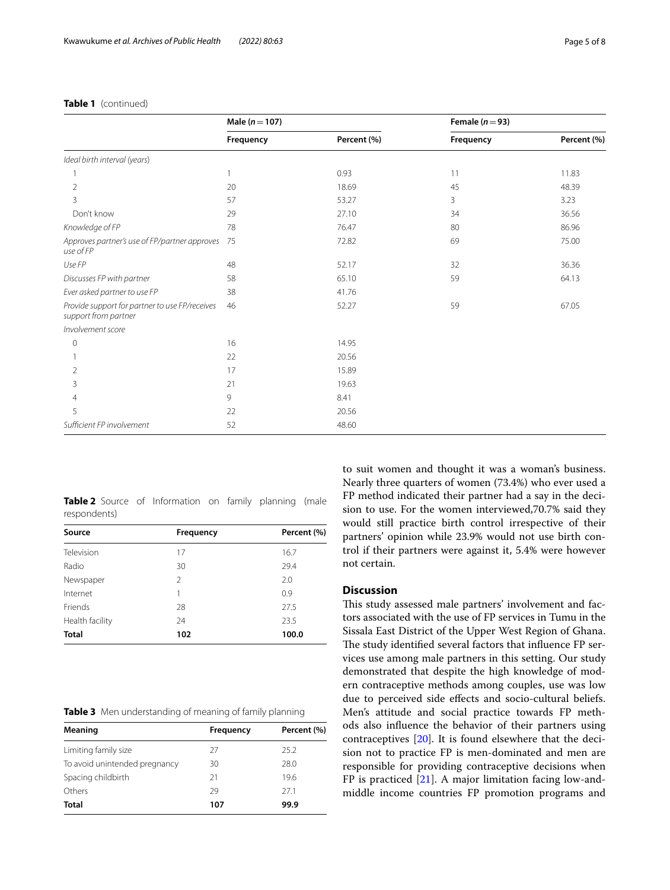**Table 1** (continued)

| | Male (*n* = 107) | | Female (*n* = 93) | |
|---|---|---|---|---|
| | Frequency | Percent (%) | Frequency | Percent (%) |
| *Ideal birth interval (years)* | | | | |
| 1 | 1 | 0.93 | 11 | 11.83 |
| 2 | 20 | 18.69 | 45 | 48.39 |
| 3 | 57 | 53.27 | 3 | 3.23 |
| Don't know | 29 | 27.10 | 34 | 36.56 |
| *Knowledge of FP* | 78 | 76.47 | 80 | 86.96 |
| *Approves partner's use of FP/partner approves use of FP* | 75 | 72.82 | 69 | 75.00 |
| *Use FP* | 48 | 52.17 | 32 | 36.36 |
| *Discusses FP with partner* | 58 | 65.10 | 59 | 64.13 |
| *Ever asked partner to use FP* | 38 | 41.76 | | |
| *Provide support for partner to use FP/receives support from partner* | 46 | 52.27 | 59 | 67.05 |
| *Involvement score* | | | | |
| 0 | 16 | 14.95 | | |
| 1 | 22 | 20.56 | | |
| 2 | 17 | 15.89 | | |
| 3 | 21 | 19.63 | | |
| 4 | 9 | 8.41 | | |
| 5 | 22 | 20.56 | | |
| *Sufficient FP involvement* | 52 | 48.60 | | |

**Table 2** Source of Information on family planning (male respondents)

| Source | Frequency | Percent (%) |
|---|---|---|
| Television | 17 | 16.7 |
| Radio | 30 | 29.4 |
| Newspaper | 2 | 2.0 |
| Internet | 1 | 0.9 |
| Friends | 28 | 27.5 |
| Health facility | 24 | 23.5 |
| **Total** | **102** | **100.0** |

**Table 3** Men understanding of meaning of family planning

| Meaning | Frequency | Percent (%) |
|---|---|---|
| Limiting family size | 27 | 25.2 |
| To avoid unintended pregnancy | 30 | 28.0 |
| Spacing childbirth | 21 | 19.6 |
| Others | 29 | 27.1 |
| **Total** | **107** | **99.9** |

to suit women and thought it was a woman's business. Nearly three quarters of women (73.4%) who ever used a FP method indicated their partner had a say in the decision to use. For the women interviewed,70.7% said they would still practice birth control irrespective of their partners' opinion while 23.9% would not use birth control if their partners were against it, 5.4% were however not certain.

## Discussion

This study assessed male partners' involvement and factors associated with the use of FP services in Tumu in the Sissala East District of the Upper West Region of Ghana. The study identified several factors that influence FP services use among male partners in this setting. Our study demonstrated that despite the high knowledge of modern contraceptive methods among couples, use was low due to perceived side effects and socio-cultural beliefs. Men's attitude and social practice towards FP methods also influence the behavior of their partners using contraceptives [20]. It is found elsewhere that the decision not to practice FP is men-dominated and men are responsible for providing contraceptive decisions when FP is practiced [21]. A major limitation facing low-and-middle income countries FP promotion programs and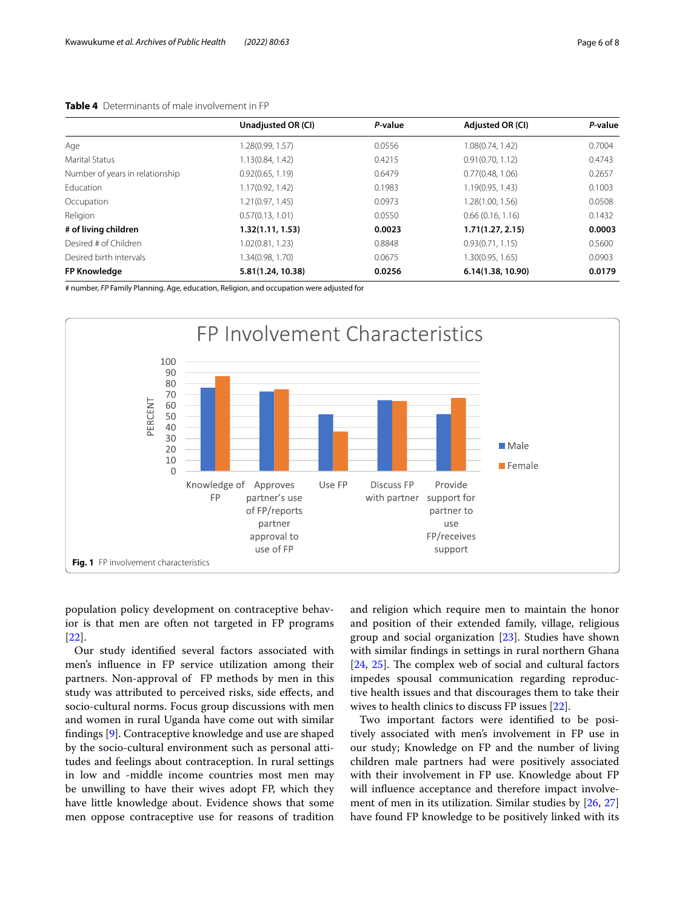**Table 4** Determinants of male involvement in FP

| | Unadjusted OR (CI) | *P*-value | Adjusted OR (CI) | *P*-value |
|---|---|---|---|---|
| Age | 1.28(0.99, 1.57) | 0.0556 | 1.08(0.74, 1.42) | 0.7004 |
| Marital Status | 1.13(0.84, 1.42) | 0.4215 | 0.91(0.70, 1.12) | 0.4743 |
| Number of years in relationship | 0.92(0.65, 1.19) | 0.6479 | 0.77(0.48, 1.06) | 0.2657 |
| Education | 1.17(0.92, 1.42) | 0.1983 | 1.19(0.95, 1.43) | 0.1003 |
| Occupation | 1.21(0.97, 1.45) | 0.0973 | 1.28(1.00, 1.56) | 0.0508 |
| Religion | 0.57(0.13, 1.01) | 0.0550 | 0.66 (0.16, 1.16) | 0.1432 |
| **# of living children** | **1.32(1.11, 1.53)** | **0.0023** | **1.71(1.27, 2.15)** | **0.0003** |
| Desired # of Children | 1.02(0.81, 1.23) | 0.8848 | 0.93(0.71, 1.15) | 0.5600 |
| Desired birth intervals | 1.34(0.98, 1.70) | 0.0675 | 1.30(0.95, 1.65) | 0.0903 |
| **FP Knowledge** | **5.81(1.24, 10.38)** | **0.0256** | **6.14(1.38, 10.90)** | **0.0179** |

# number, *FP* Family Planning. Age, education, Religion, and occupation were adjusted for

**Fig. 1** FP involvement characteristics

population policy development on contraceptive behavior is that men are often not targeted in FP programs [22].

Our study identified several factors associated with men's influence in FP service utilization among their partners. Non-approval of FP methods by men in this study was attributed to perceived risks, side effects, and socio-cultural norms. Focus group discussions with men and women in rural Uganda have come out with similar findings [9]. Contraceptive knowledge and use are shaped by the socio-cultural environment such as personal attitudes and feelings about contraception. In rural settings in low and -middle income countries most men may be unwilling to have their wives adopt FP, which they have little knowledge about. Evidence shows that some men oppose contraceptive use for reasons of tradition and religion which require men to maintain the honor and position of their extended family, village, religious group and social organization [23]. Studies have shown with similar findings in settings in rural northern Ghana [24, 25]. The complex web of social and cultural factors impedes spousal communication regarding reproductive health issues and that discourages them to take their wives to health clinics to discuss FP issues [22].

Two important factors were identified to be positively associated with men's involvement in FP use in our study; Knowledge on FP and the number of living children male partners had were positively associated with their involvement in FP use. Knowledge about FP will influence acceptance and therefore impact involvement of men in its utilization. Similar studies by [26, 27] have found FP knowledge to be positively linked with its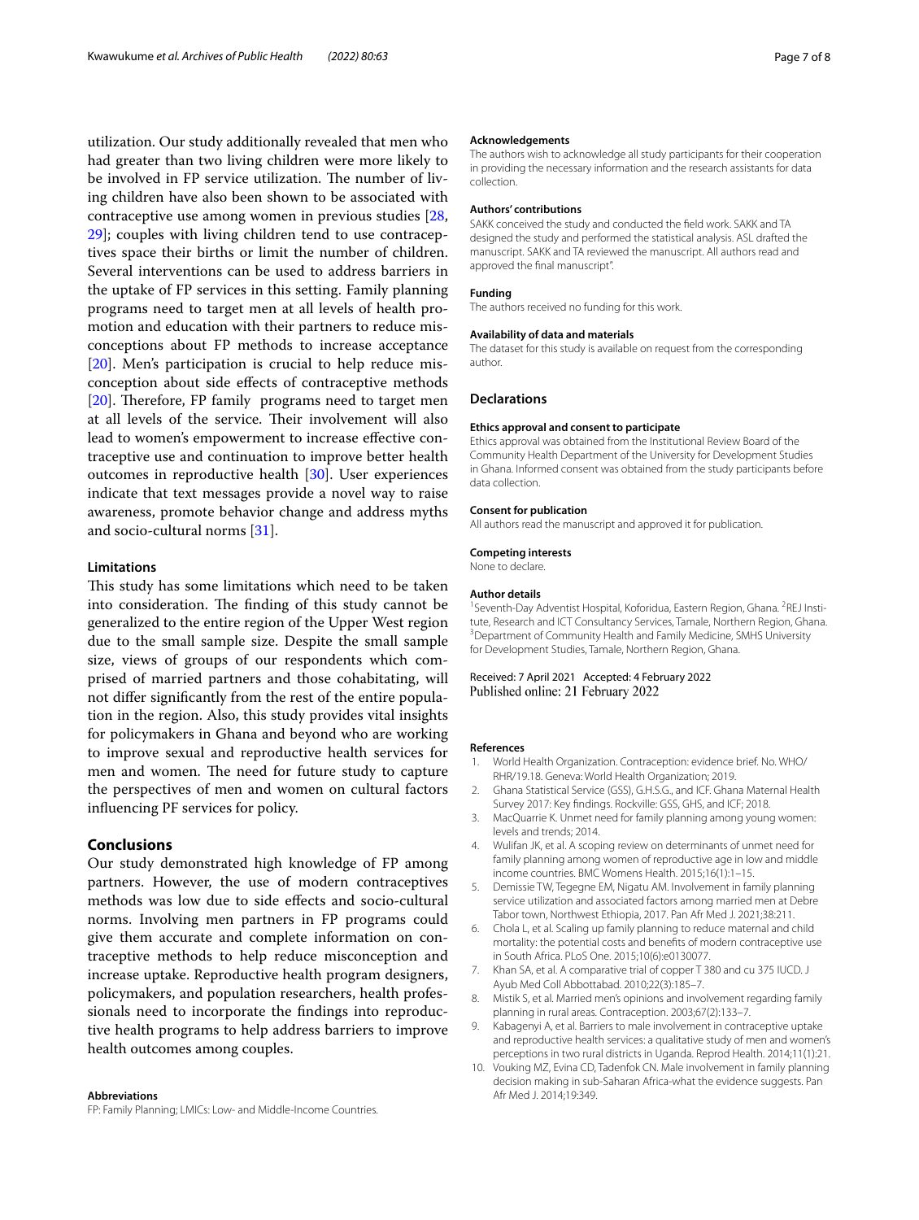utilization. Our study additionally revealed that men who had greater than two living children were more likely to be involved in FP service utilization. The number of living children have also been shown to be associated with contraceptive use among women in previous studies [28, 29]; couples with living children tend to use contraceptives space their births or limit the number of children. Several interventions can be used to address barriers in the uptake of FP services in this setting. Family planning programs need to target men at all levels of health promotion and education with their partners to reduce misconceptions about FP methods to increase acceptance [20]. Men's participation is crucial to help reduce misconception about side effects of contraceptive methods [20]. Therefore, FP family programs need to target men at all levels of the service. Their involvement will also lead to women's empowerment to increase effective contraceptive use and continuation to improve better health outcomes in reproductive health [30]. User experiences indicate that text messages provide a novel way to raise awareness, promote behavior change and address myths and socio-cultural norms [31].

### Limitations

This study has some limitations which need to be taken into consideration. The finding of this study cannot be generalized to the entire region of the Upper West region due to the small sample size. Despite the small sample size, views of groups of our respondents which comprised of married partners and those cohabitating, will not differ significantly from the rest of the entire population in the region. Also, this study provides vital insights for policymakers in Ghana and beyond who are working to improve sexual and reproductive health services for men and women. The need for future study to capture the perspectives of men and women on cultural factors influencing PF services for policy.

## Conclusions

Our study demonstrated high knowledge of FP among partners. However, the use of modern contraceptives methods was low due to side effects and socio-cultural norms. Involving men partners in FP programs could give them accurate and complete information on contraceptive methods to help reduce misconception and increase uptake. Reproductive health program designers, policymakers, and population researchers, health professionals need to incorporate the findings into reproductive health programs to help address barriers to improve health outcomes among couples.

#### Abbreviations

FP: Family Planning; LMICs: Low- and Middle-Income Countries.

#### Acknowledgements

The authors wish to acknowledge all study participants for their cooperation in providing the necessary information and the research assistants for data collection.

#### Authors' contributions

SAKK conceived the study and conducted the field work. SAKK and TA designed the study and performed the statistical analysis. ASL drafted the manuscript. SAKK and TA reviewed the manuscript. All authors read and approved the final manuscript".

#### Funding

The authors received no funding for this work.

#### Availability of data and materials

The dataset for this study is available on request from the corresponding author.

### Declarations

#### Ethics approval and consent to participate

Ethics approval was obtained from the Institutional Review Board of the Community Health Department of the University for Development Studies in Ghana. Informed consent was obtained from the study participants before data collection.

#### Consent for publication

All authors read the manuscript and approved it for publication.

#### Competing interests

None to declare.

#### Author details

[1]Seventh-Day Adventist Hospital, Koforidua, Eastern Region, Ghana. [2]REJ Institute, Research and ICT Consultancy Services, Tamale, Northern Region, Ghana. [3]Department of Community Health and Family Medicine, SMHS University for Development Studies, Tamale, Northern Region, Ghana.

Received: 7 April 2021 Accepted: 4 February 2022
Published online: 21 February 2022

#### References

1. World Health Organization. Contraception: evidence brief. No. WHO/RHR/19.18. Geneva: World Health Organization; 2019.
2. Ghana Statistical Service (GSS), G.H.S.G., and ICF. Ghana Maternal Health Survey 2017: Key findings. Rockville: GSS, GHS, and ICF; 2018.
3. MacQuarrie K. Unmet need for family planning among young women: levels and trends; 2014.
4. Wulifan JK, et al. A scoping review on determinants of unmet need for family planning among women of reproductive age in low and middle income countries. BMC Womens Health. 2015;16(1):1–15.
5. Demissie TW, Tegegne EM, Nigatu AM. Involvement in family planning service utilization and associated factors among married men at Debre Tabor town, Northwest Ethiopia, 2017. Pan Afr Med J. 2021;38:211.
6. Chola L, et al. Scaling up family planning to reduce maternal and child mortality: the potential costs and benefits of modern contraceptive use in South Africa. PLoS One. 2015;10(6):e0130077.
7. Khan SA, et al. A comparative trial of copper T 380 and cu 375 IUCD. J Ayub Med Coll Abbottabad. 2010;22(3):185–7.
8. Mistik S, et al. Married men's opinions and involvement regarding family planning in rural areas. Contraception. 2003;67(2):133–7.
9. Kabagenyi A, et al. Barriers to male involvement in contraceptive uptake and reproductive health services: a qualitative study of men and women's perceptions in two rural districts in Uganda. Reprod Health. 2014;11(1):21.
10. Vouking MZ, Evina CD, Tadenfok CN. Male involvement in family planning decision making in sub-Saharan Africa-what the evidence suggests. Pan Afr Med J. 2014;19:349.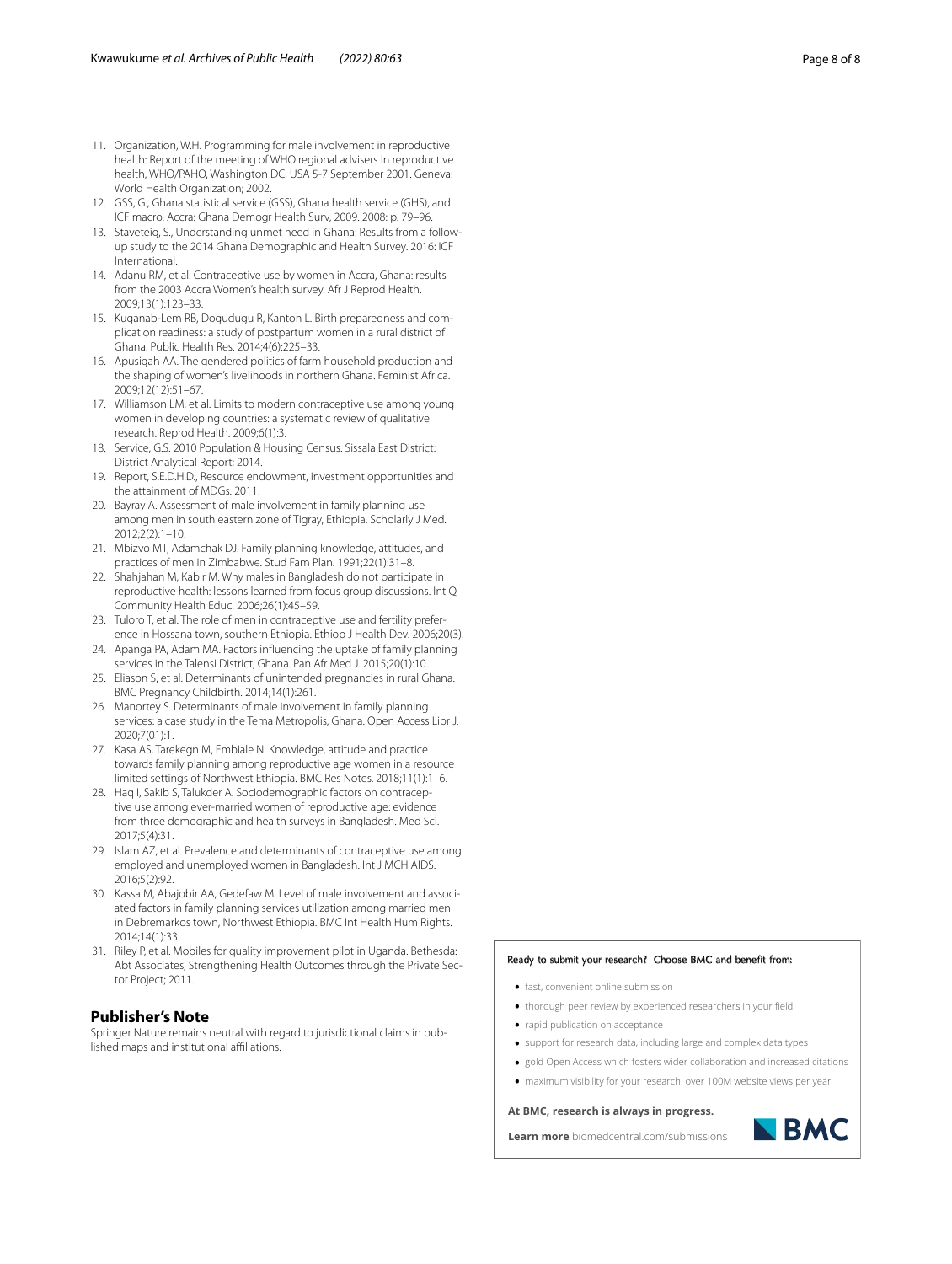11. Organization, W.H. Programming for male involvement in reproductive health: Report of the meeting of WHO regional advisers in reproductive health, WHO/PAHO, Washington DC, USA 5-7 September 2001. Geneva: World Health Organization; 2002.
12. GSS, G., Ghana statistical service (GSS), Ghana health service (GHS), and ICF macro. Accra: Ghana Demogr Health Surv, 2009. 2008: p. 79–96.
13. Staveteig, S., Understanding unmet need in Ghana: Results from a follow-up study to the 2014 Ghana Demographic and Health Survey. 2016: ICF International.
14. Adanu RM, et al. Contraceptive use by women in Accra, Ghana: results from the 2003 Accra Women's health survey. Afr J Reprod Health. 2009;13(1):123–33.
15. Kuganab-Lem RB, Dogudugu R, Kanton L. Birth preparedness and complication readiness: a study of postpartum women in a rural district of Ghana. Public Health Res. 2014;4(6):225–33.
16. Apusigah AA. The gendered politics of farm household production and the shaping of women's livelihoods in northern Ghana. Feminist Africa. 2009;12(12):51–67.
17. Williamson LM, et al. Limits to modern contraceptive use among young women in developing countries: a systematic review of qualitative research. Reprod Health. 2009;6(1):3.
18. Service, G.S. 2010 Population & Housing Census. Sissala East District: District Analytical Report; 2014.
19. Report, S.E.D.H.D., Resource endowment, investment opportunities and the attainment of MDGs. 2011.
20. Bayray A. Assessment of male involvement in family planning use among men in south eastern zone of Tigray, Ethiopia. Scholarly J Med. 2012;2(2):1–10.
21. Mbizvo MT, Adamchak DJ. Family planning knowledge, attitudes, and practices of men in Zimbabwe. Stud Fam Plan. 1991;22(1):31–8.
22. Shahjahan M, Kabir M. Why males in Bangladesh do not participate in reproductive health: lessons learned from focus group discussions. Int Q Community Health Educ. 2006;26(1):45–59.
23. Tuloro T, et al. The role of men in contraceptive use and fertility preference in Hossana town, southern Ethiopia. Ethiop J Health Dev. 2006;20(3).
24. Apanga PA, Adam MA. Factors influencing the uptake of family planning services in the Talensi District, Ghana. Pan Afr Med J. 2015;20(1):10.
25. Eliason S, et al. Determinants of unintended pregnancies in rural Ghana. BMC Pregnancy Childbirth. 2014;14(1):261.
26. Manortey S. Determinants of male involvement in family planning services: a case study in the Tema Metropolis, Ghana. Open Access Libr J. 2020;7(01):1.
27. Kasa AS, Tarekegn M, Embiale N. Knowledge, attitude and practice towards family planning among reproductive age women in a resource limited settings of Northwest Ethiopia. BMC Res Notes. 2018;11(1):1–6.
28. Haq I, Sakib S, Talukder A. Sociodemographic factors on contraceptive use among ever-married women of reproductive age: evidence from three demographic and health surveys in Bangladesh. Med Sci. 2017;5(4):31.
29. Islam AZ, et al. Prevalence and determinants of contraceptive use among employed and unemployed women in Bangladesh. Int J MCH AIDS. 2016;5(2):92.
30. Kassa M, Abajobir AA, Gedefaw M. Level of male involvement and associated factors in family planning services utilization among married men in Debremarkos town, Northwest Ethiopia. BMC Int Health Hum Rights. 2014;14(1):33.
31. Riley P, et al. Mobiles for quality improvement pilot in Uganda. Bethesda: Abt Associates, Strengthening Health Outcomes through the Private Sector Project; 2011.

## Publisher's Note

Springer Nature remains neutral with regard to jurisdictional claims in published maps and institutional affiliations.

Ready to submit your research? Choose BMC and benefit from:

- fast, convenient online submission
- thorough peer review by experienced researchers in your field
- rapid publication on acceptance
- support for research data, including large and complex data types
- gold Open Access which fosters wider collaboration and increased citations
- maximum visibility for your research: over 100M website views per year

**At BMC, research is always in progress.**

**Learn more** biomedcentral.com/submissions

BMC